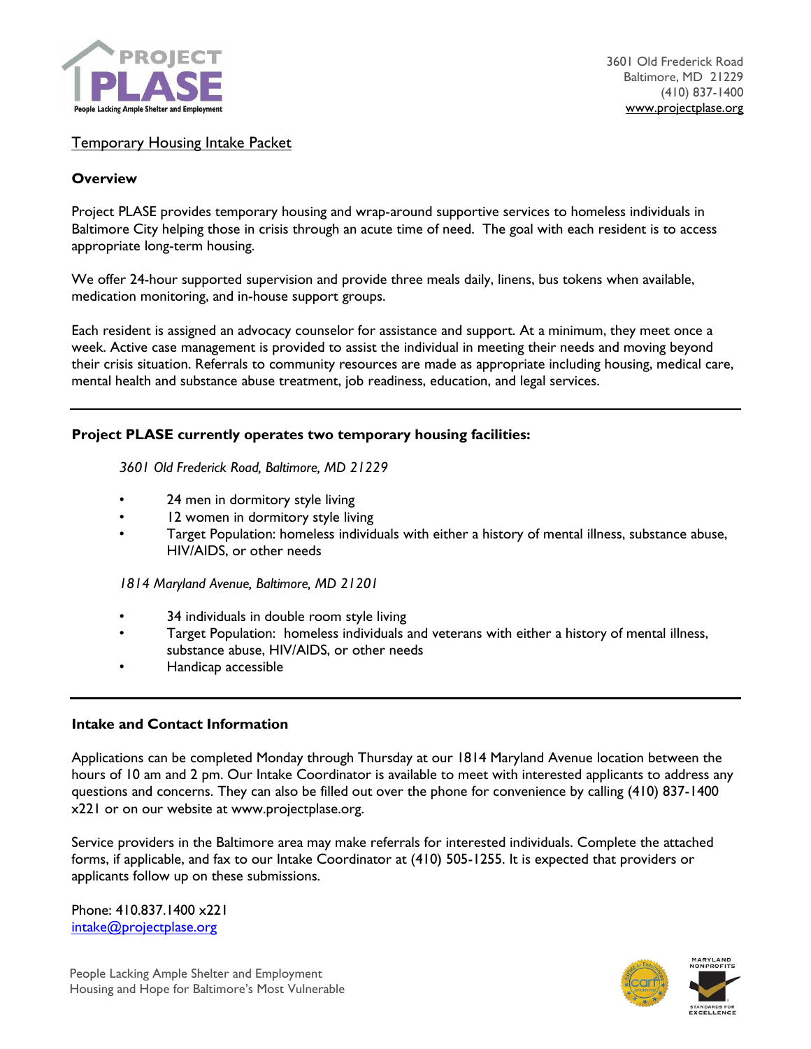PROJECT PLASE
People Lacking Ample Shelter and Employment

3601 Old Frederick Road
Baltimore, MD 21229
(410) 837-1400
www.projectplase.org

## Temporary Housing Intake Packet

### Overview

Project PLASE provides temporary housing and wrap-around supportive services to homeless individuals in Baltimore City helping those in crisis through an acute time of need. The goal with each resident is to access appropriate long-term housing.

We offer 24-hour supported supervision and provide three meals daily, linens, bus tokens when available, medication monitoring, and in-house support groups.

Each resident is assigned an advocacy counselor for assistance and support. At a minimum, they meet once a week. Active case management is provided to assist the individual in meeting their needs and moving beyond their crisis situation. Referrals to community resources are made as appropriate including housing, medical care, mental health and substance abuse treatment, job readiness, education, and legal services.

---

### Project PLASE currently operates two temporary housing facilities:

*3601 Old Frederick Road, Baltimore, MD 21229*

- 24 men in dormitory style living
- 12 women in dormitory style living
- Target Population: homeless individuals with either a history of mental illness, substance abuse, HIV/AIDS, or other needs

*1814 Maryland Avenue, Baltimore, MD 21201*

- 34 individuals in double room style living
- Target Population: homeless individuals and veterans with either a history of mental illness, substance abuse, HIV/AIDS, or other needs
- Handicap accessible

---

### Intake and Contact Information

Applications can be completed Monday through Thursday at our 1814 Maryland Avenue location between the hours of 10 am and 2 pm. Our Intake Coordinator is available to meet with interested applicants to address any questions and concerns. They can also be filled out over the phone for convenience by calling (410) 837-1400 x221 or on our website at www.projectplase.org.

Service providers in the Baltimore area may make referrals for interested individuals. Complete the attached forms, if applicable, and fax to our Intake Coordinator at (410) 505-1255. It is expected that providers or applicants follow up on these submissions.

Phone: 410.837.1400 x221
intake@projectplase.org

People Lacking Ample Shelter and Employment
Housing and Hope for Baltimore's Most Vulnerable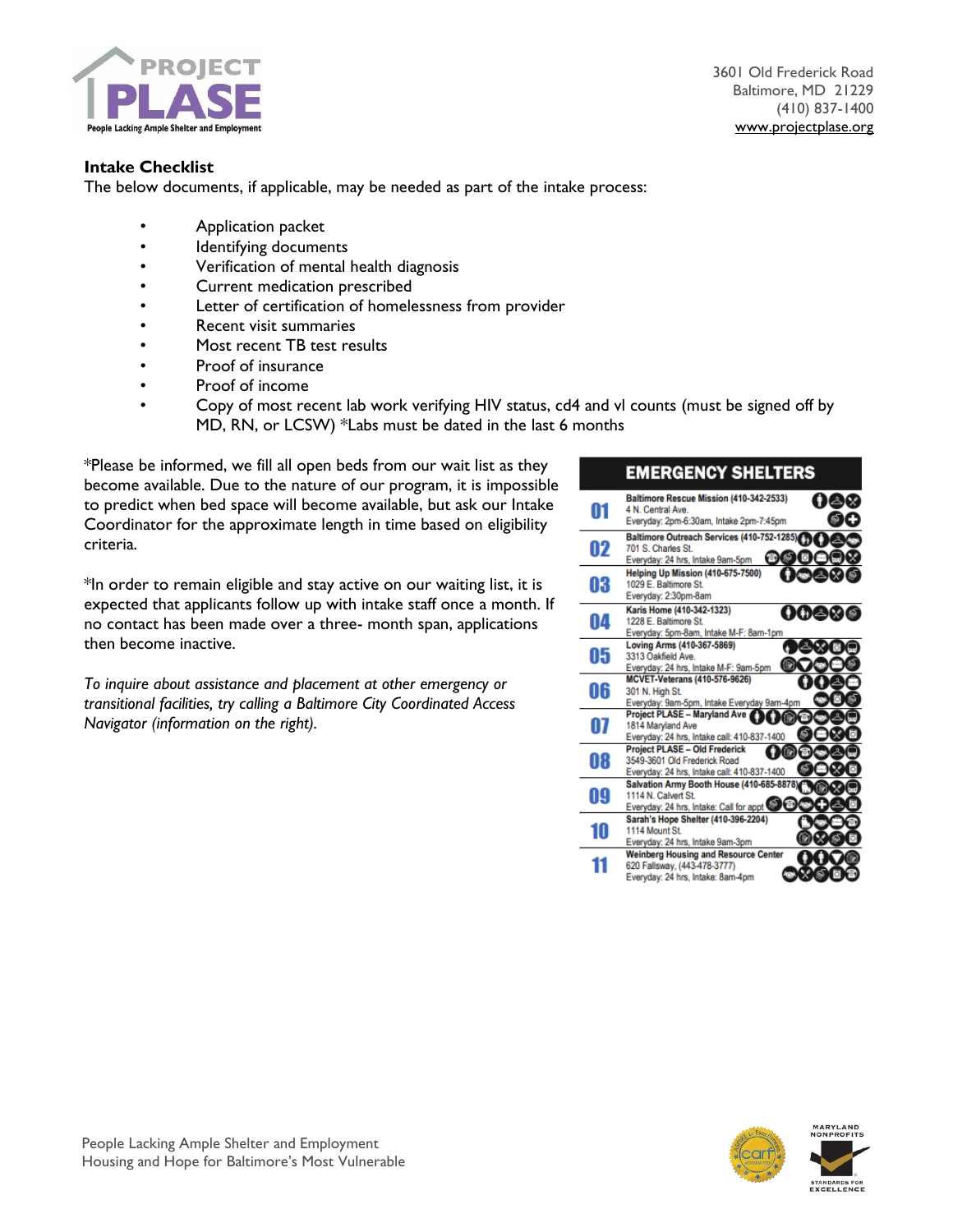PROJECT PLASE

People Lacking Ample Shelter and Employment

3601 Old Frederick Road
Baltimore, MD 21229
(410) 837-1400
www.projectplase.org

**Intake Checklist**

The below documents, if applicable, may be needed as part of the intake process:

- Application packet
- Identifying documents
- Verification of mental health diagnosis
- Current medication prescribed
- Letter of certification of homelessness from provider
- Recent visit summaries
- Most recent TB test results
- Proof of insurance
- Proof of income
- Copy of most recent lab work verifying HIV status, cd4 and vl counts (must be signed off by MD, RN, or LCSW) *Labs must be dated in the last 6 months

*Please be informed, we fill all open beds from our wait list as they become available. Due to the nature of our program, it is impossible to predict when bed space will become available, but ask our Intake Coordinator for the approximate length in time based on eligibility criteria.

*In order to remain eligible and stay active on our waiting list, it is expected that applicants follow up with intake staff once a month. If no contact has been made over a three- month span, applications then become inactive.

*To inquire about assistance and placement at other emergency or transitional facilities, try calling a Baltimore City Coordinated Access Navigator (information on the right).*

**EMERGENCY SHELTERS**

| # | Shelter |
|---|---|
| 01 | **Baltimore Rescue Mission (410-342-2533)**<br>4 N. Central Ave.<br>Everyday: 2pm-6:30am, Intake 2pm-7:45pm |
| 02 | **Baltimore Outreach Services (410-752-1285)**<br>701 S. Charles St.<br>Everyday: 24 hrs, Intake 9am-5pm |
| 03 | **Helping Up Mission (410-675-7500)**<br>1029 E. Baltimore St.<br>Everyday: 2:30pm-8am |
| 04 | **Karis Home (410-342-1323)**<br>1228 E. Baltimore St.<br>Everyday: 5pm-8am, Intake M-F: 8am-1pm |
| 05 | **Loving Arms (410-367-5869)**<br>3313 Oakfield Ave.<br>Everyday: 24 hrs, Intake M-F: 9am-5pm |
| 06 | **MCVET-Veterans (410-576-9626)**<br>301 N. High St.<br>Everyday: 9am-5pm, Intake Everyday 9am-4pm |
| 07 | **Project PLASE – Maryland Ave**<br>1814 Maryland Ave<br>Everyday: 24 hrs, Intake call: 410-837-1400 |
| 08 | **Project PLASE – Old Frederick**<br>3549-3601 Old Frederick Road<br>Everyday: 24 hrs, Intake call: 410-837-1400 |
| 09 | **Salvation Army Booth House (410-685-8878)**<br>1114 N. Calvert St.<br>Everyday: 24 hrs, Intake: Call for appt |
| 10 | **Sarah's Hope Shelter (410-396-2204)**<br>1114 Mount St.<br>Everyday: 24 hrs, Intake 9am-3pm |
| 11 | **Weinberg Housing and Resource Center**<br>620 Fallsway, (443-478-3777)<br>Everyday: 24 hrs, Intake: 8am-4pm |

People Lacking Ample Shelter and Employment
Housing and Hope for Baltimore's Most Vulnerable

MARYLAND NONPROFITS STANDARDS FOR EXCELLENCE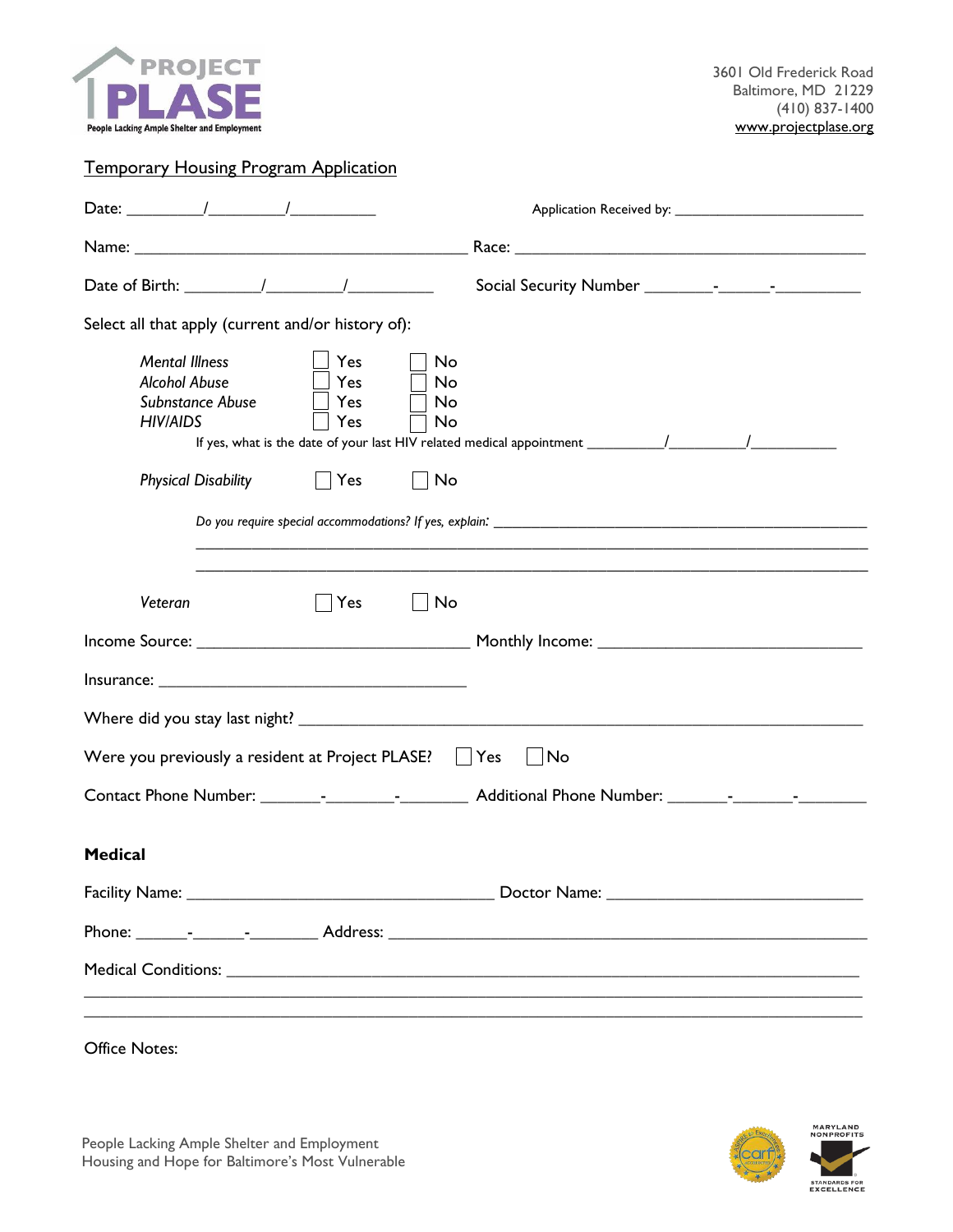**PROJECT PLASE**
People Lacking Ample Shelter and Employment

3601 Old Frederick Road
Baltimore, MD 21229
(410) 837-1400
www.projectplase.org

## Temporary Housing Program Application

Date: \_\_\_\_\_\_\_\_\_/\_\_\_\_\_\_\_\_\_/\_\_\_\_\_\_\_\_\_\_ Application Received by: \_\_\_\_\_\_\_\_\_\_\_\_\_\_\_\_\_\_\_\_\_\_\_\_

Name: \_\_\_\_\_\_\_\_\_\_\_\_\_\_\_\_\_\_\_\_\_\_\_\_\_\_\_\_\_\_\_\_\_\_\_\_\_\_\_\_ Race: \_\_\_\_\_\_\_\_\_\_\_\_\_\_\_\_\_\_\_\_\_\_\_\_\_\_\_\_\_\_\_\_\_\_\_\_\_\_\_\_\_

Date of Birth: \_\_\_\_\_\_\_\_\_/\_\_\_\_\_\_\_\_\_/\_\_\_\_\_\_\_\_\_\_ Social Security Number \_\_\_\_\_\_\_\_-\_\_\_\_\_\_-\_\_\_\_\_\_\_\_\_\_

Select all that apply (current and/or history of):

*Mental Illness* ☐ Yes ☐ No
*Alcohol Abuse* ☐ Yes ☐ No
*Substance Abuse* ☐ Yes ☐ No
*HIV/AIDS* ☐ Yes ☐ No

If yes, what is the date of your last HIV related medical appointment \_\_\_\_\_\_\_\_\_\_/\_\_\_\_\_\_\_\_\_/\_\_\_\_\_\_\_\_\_\_

*Physical Disability* ☐ Yes ☐ No

*Do you require special accommodations? If yes, explain:* \_\_\_\_\_\_\_\_\_\_\_\_\_\_\_\_\_\_\_\_\_\_\_\_\_\_\_\_\_\_\_\_\_\_\_\_\_\_\_\_\_\_\_\_\_\_\_

\_\_\_\_\_\_\_\_\_\_\_\_\_\_\_\_\_\_\_\_\_\_\_\_\_\_\_\_\_\_\_\_\_\_\_\_\_\_\_\_\_\_\_\_\_\_\_\_\_\_\_\_\_\_\_\_\_\_\_\_\_\_\_\_\_\_\_\_\_\_\_\_\_\_\_\_\_\_

\_\_\_\_\_\_\_\_\_\_\_\_\_\_\_\_\_\_\_\_\_\_\_\_\_\_\_\_\_\_\_\_\_\_\_\_\_\_\_\_\_\_\_\_\_\_\_\_\_\_\_\_\_\_\_\_\_\_\_\_\_\_\_\_\_\_\_\_\_\_\_\_\_\_\_\_\_\_

*Veteran* ☐ Yes ☐ No

Income Source: \_\_\_\_\_\_\_\_\_\_\_\_\_\_\_\_\_\_\_\_\_\_\_\_\_\_\_\_\_\_\_\_ Monthly Income: \_\_\_\_\_\_\_\_\_\_\_\_\_\_\_\_\_\_\_\_\_\_\_\_\_\_\_\_\_\_\_

Insurance: \_\_\_\_\_\_\_\_\_\_\_\_\_\_\_\_\_\_\_\_\_\_\_\_\_\_\_\_\_\_\_\_\_\_\_\_\_

Where did you stay last night? \_\_\_\_\_\_\_\_\_\_\_\_\_\_\_\_\_\_\_\_\_\_\_\_\_\_\_\_\_\_\_\_\_\_\_\_\_\_\_\_\_\_\_\_\_\_\_\_\_\_\_\_\_\_\_\_\_\_\_\_\_\_

Were you previously a resident at Project PLASE? ☐ Yes ☐ No

Contact Phone Number: \_\_\_\_\_\_\_-\_\_\_\_\_\_\_\_-\_\_\_\_\_\_\_\_ Additional Phone Number: \_\_\_\_\_\_\_-\_\_\_\_\_\_\_-\_\_\_\_\_\_\_\_

**Medical**

Facility Name: \_\_\_\_\_\_\_\_\_\_\_\_\_\_\_\_\_\_\_\_\_\_\_\_\_\_\_\_\_\_\_\_\_\_\_\_ Doctor Name: \_\_\_\_\_\_\_\_\_\_\_\_\_\_\_\_\_\_\_\_\_\_\_\_\_\_\_\_\_\_

Phone: \_\_\_\_\_\_-\_\_\_\_\_\_-\_\_\_\_\_\_\_\_ Address: \_\_\_\_\_\_\_\_\_\_\_\_\_\_\_\_\_\_\_\_\_\_\_\_\_\_\_\_\_\_\_\_\_\_\_\_\_\_\_\_\_\_\_\_\_\_\_\_\_\_\_\_\_\_\_

Medical Conditions: \_\_\_\_\_\_\_\_\_\_\_\_\_\_\_\_\_\_\_\_\_\_\_\_\_\_\_\_\_\_\_\_\_\_\_\_\_\_\_\_\_\_\_\_\_\_\_\_\_\_\_\_\_\_\_\_\_\_\_\_\_\_\_\_\_\_\_\_\_\_\_\_\_

\_\_\_\_\_\_\_\_\_\_\_\_\_\_\_\_\_\_\_\_\_\_\_\_\_\_\_\_\_\_\_\_\_\_\_\_\_\_\_\_\_\_\_\_\_\_\_\_\_\_\_\_\_\_\_\_\_\_\_\_\_\_\_\_\_\_\_\_\_\_\_\_\_\_\_\_\_\_\_\_\_\_\_\_\_\_

\_\_\_\_\_\_\_\_\_\_\_\_\_\_\_\_\_\_\_\_\_\_\_\_\_\_\_\_\_\_\_\_\_\_\_\_\_\_\_\_\_\_\_\_\_\_\_\_\_\_\_\_\_\_\_\_\_\_\_\_\_\_\_\_\_\_\_\_\_\_\_\_\_\_\_\_\_\_\_\_\_\_\_\_\_\_

Office Notes:

People Lacking Ample Shelter and Employment
Housing and Hope for Baltimore's Most Vulnerable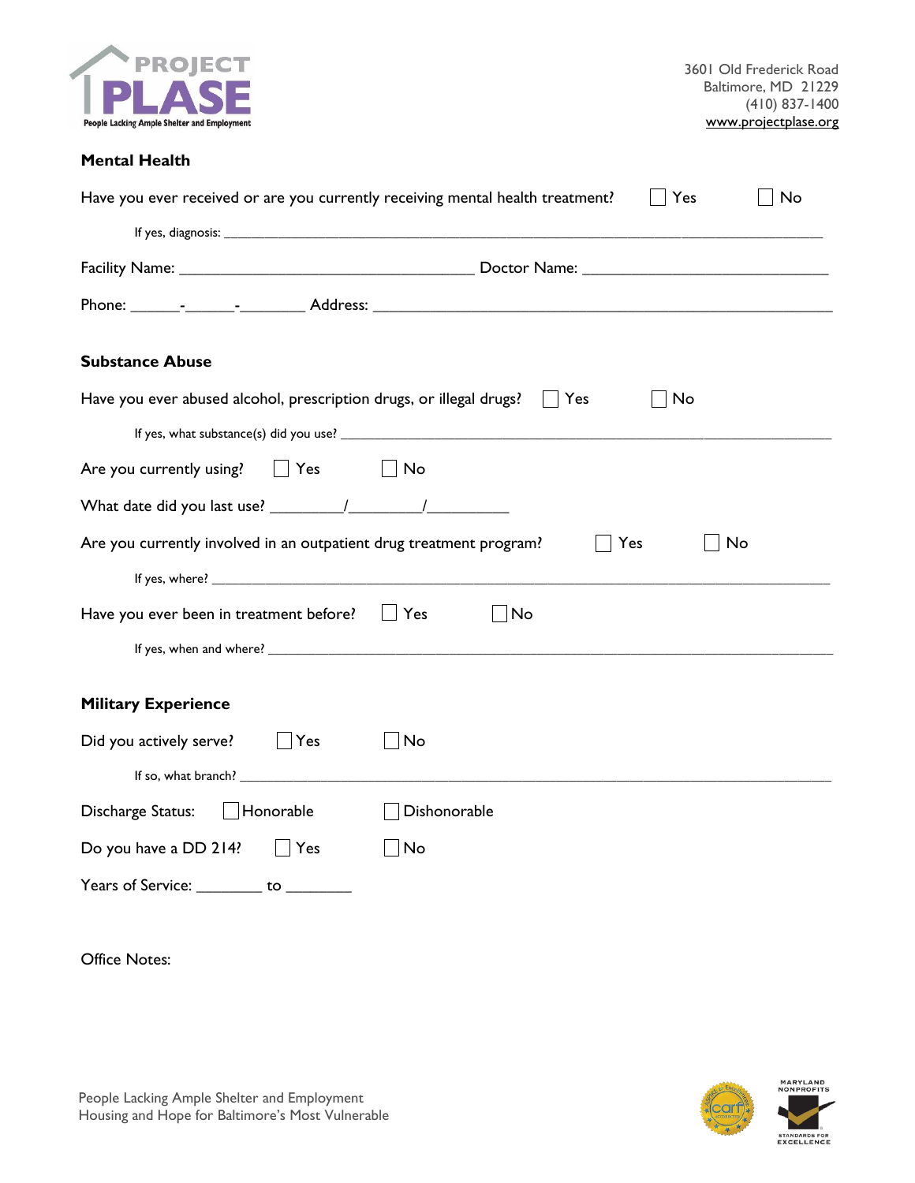3601 Old Frederick Road
Baltimore, MD 21229
(410) 837-1400
www.projectplase.org

### Mental Health

Have you ever received or are you currently receiving mental health treatment? ☐ Yes ☐ No

If yes, diagnosis: ______________________________________________________________________________

Facility Name: ___________________________________ Doctor Name: _____________________________

Phone: ______-______-________ Address: _______________________________________________________

### Substance Abuse

Have you ever abused alcohol, prescription drugs, or illegal drugs? ☐ Yes ☐ No

If yes, what substance(s) did you use? _________________________________________________________

Are you currently using? ☐ Yes ☐ No

What date did you last use? _________/_________/__________

Are you currently involved in an outpatient drug treatment program? ☐ Yes ☐ No

If yes, where? ____________________________________________________________________________

Have you ever been in treatment before? ☐ Yes ☐ No

If yes, when and where? ____________________________________________________________________

### Military Experience

Did you actively serve? ☐ Yes ☐ No

If so, what branch? ________________________________________________________________________

Discharge Status: ☐ Honorable ☐ Dishonorable

Do you have a DD 214? ☐ Yes ☐ No

Years of Service: ________ to ________

Office Notes:

People Lacking Ample Shelter and Employment
Housing and Hope for Baltimore's Most Vulnerable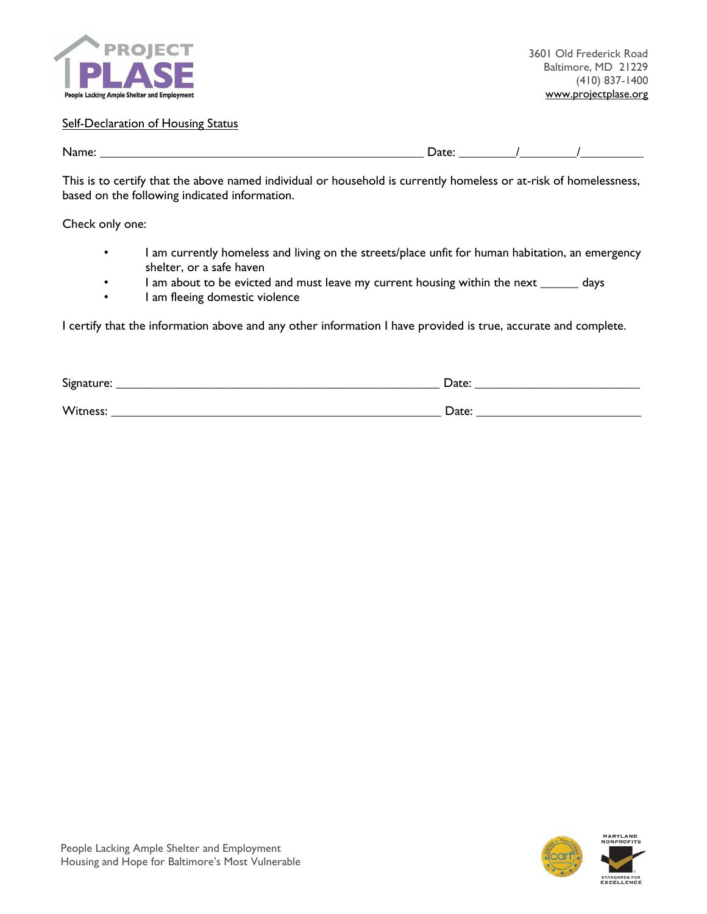PROJECT PLASE
People Lacking Ample Shelter and Employment

3601 Old Frederick Road
Baltimore, MD 21229
(410) 837-1400
www.projectplase.org

Self-Declaration of Housing Status

Name: ________________________________________________ Date: ________/________/_________

This is to certify that the above named individual or household is currently homeless or at-risk of homelessness, based on the following indicated information.

Check only one:

- I am currently homeless and living on the streets/place unfit for human habitation, an emergency shelter, or a safe haven
- I am about to be evicted and must leave my current housing within the next ______ days
- I am fleeing domestic violence

I certify that the information above and any other information I have provided is true, accurate and complete.

Signature: ________________________________________________ Date: _________________________

Witness: _________________________________________________ Date: _________________________

People Lacking Ample Shelter and Employment
Housing and Hope for Baltimore's Most Vulnerable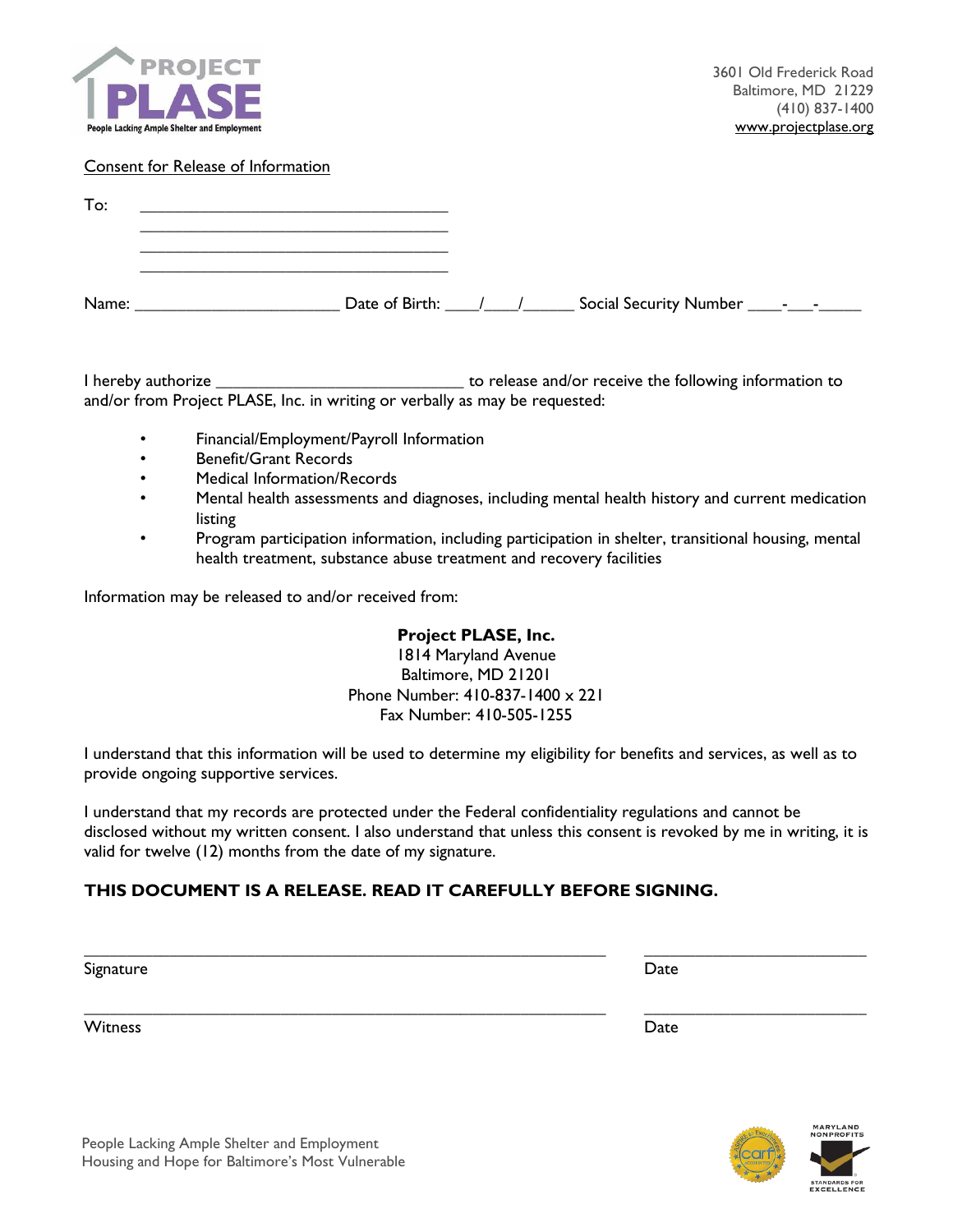PROJECT PLASE
People Lacking Ample Shelter and Employment

3601 Old Frederick Road
Baltimore, MD 21229
(410) 837-1400
www.projectplase.org

Consent for Release of Information

To: ____________________________________
____________________________________
____________________________________
____________________________________

Name: ________________________ Date of Birth: ____/____/______ Social Security Number ____-___-_____

I hereby authorize ____________________________ to release and/or receive the following information to and/or from Project PLASE, Inc. in writing or verbally as may be requested:

- Financial/Employment/Payroll Information
- Benefit/Grant Records
- Medical Information/Records
- Mental health assessments and diagnoses, including mental health history and current medication listing
- Program participation information, including participation in shelter, transitional housing, mental health treatment, substance abuse treatment and recovery facilities

Information may be released to and/or received from:

**Project PLASE, Inc.**
1814 Maryland Avenue
Baltimore, MD 21201
Phone Number: 410-837-1400 x 221
Fax Number: 410-505-1255

I understand that this information will be used to determine my eligibility for benefits and services, as well as to provide ongoing supportive services.

I understand that my records are protected under the Federal confidentiality regulations and cannot be disclosed without my written consent. I also understand that unless this consent is revoked by me in writing, it is valid for twelve (12) months from the date of my signature.

**THIS DOCUMENT IS A RELEASE. READ IT CAREFULLY BEFORE SIGNING.**

_____________________________________________________________ _________________________
Signature Date

_____________________________________________________________ _________________________
Witness Date

People Lacking Ample Shelter and Employment
Housing and Hope for Baltimore's Most Vulnerable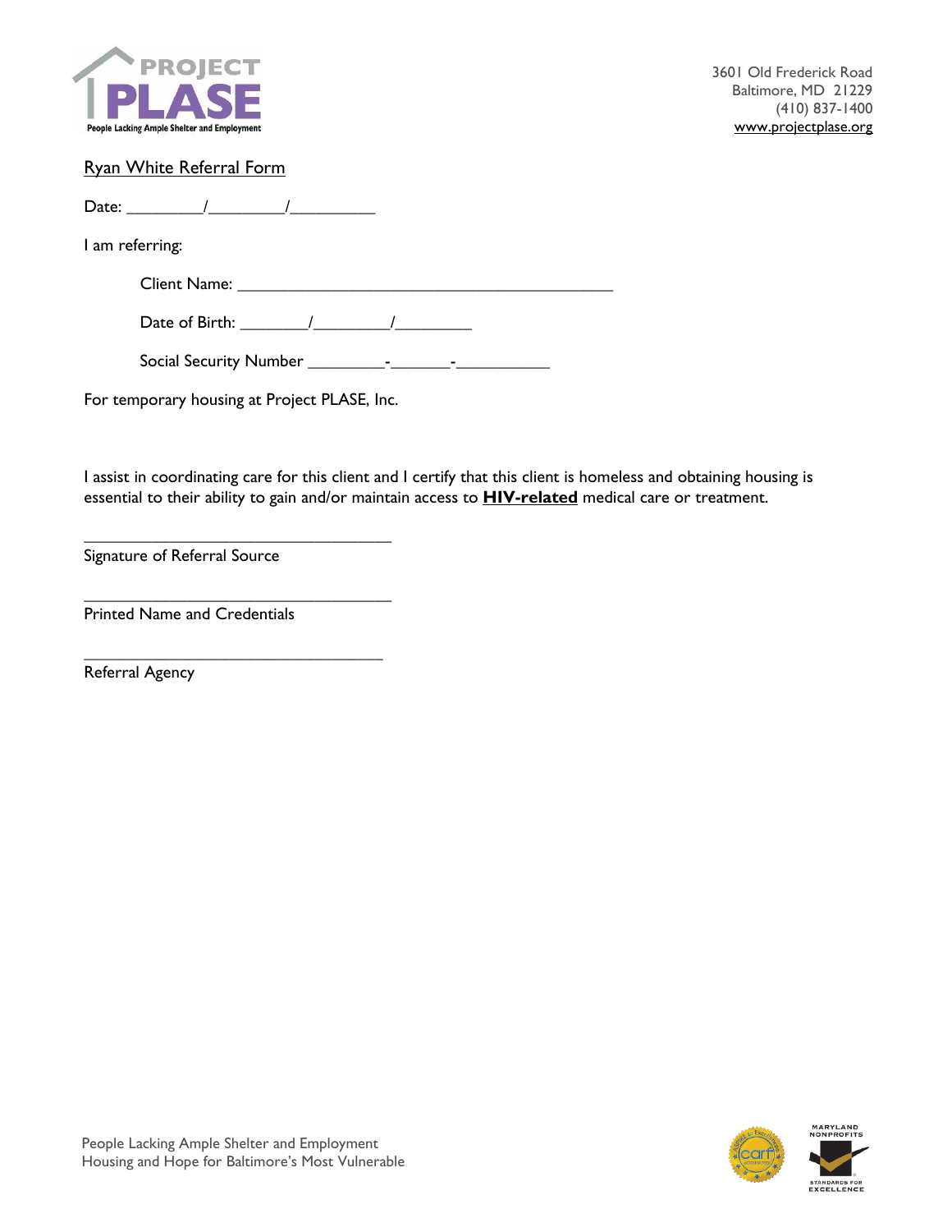PROJECT PLASE
People Lacking Ample Shelter and Employment

3601 Old Frederick Road
Baltimore, MD 21229
(410) 837-1400
www.projectplase.org

Ryan White Referral Form

Date: _________/_________/__________

I am referring:

Client Name: ____________________________________________

Date of Birth: ________/_________/_________

Social Security Number _________-_______-___________

For temporary housing at Project PLASE, Inc.

I assist in coordinating care for this client and I certify that this client is homeless and obtaining housing is essential to their ability to gain and/or maintain access to **HIV-related** medical care or treatment.

____________________________________
Signature of Referral Source

____________________________________
Printed Name and Credentials

___________________________________
Referral Agency

People Lacking Ample Shelter and Employment
Housing and Hope for Baltimore's Most Vulnerable